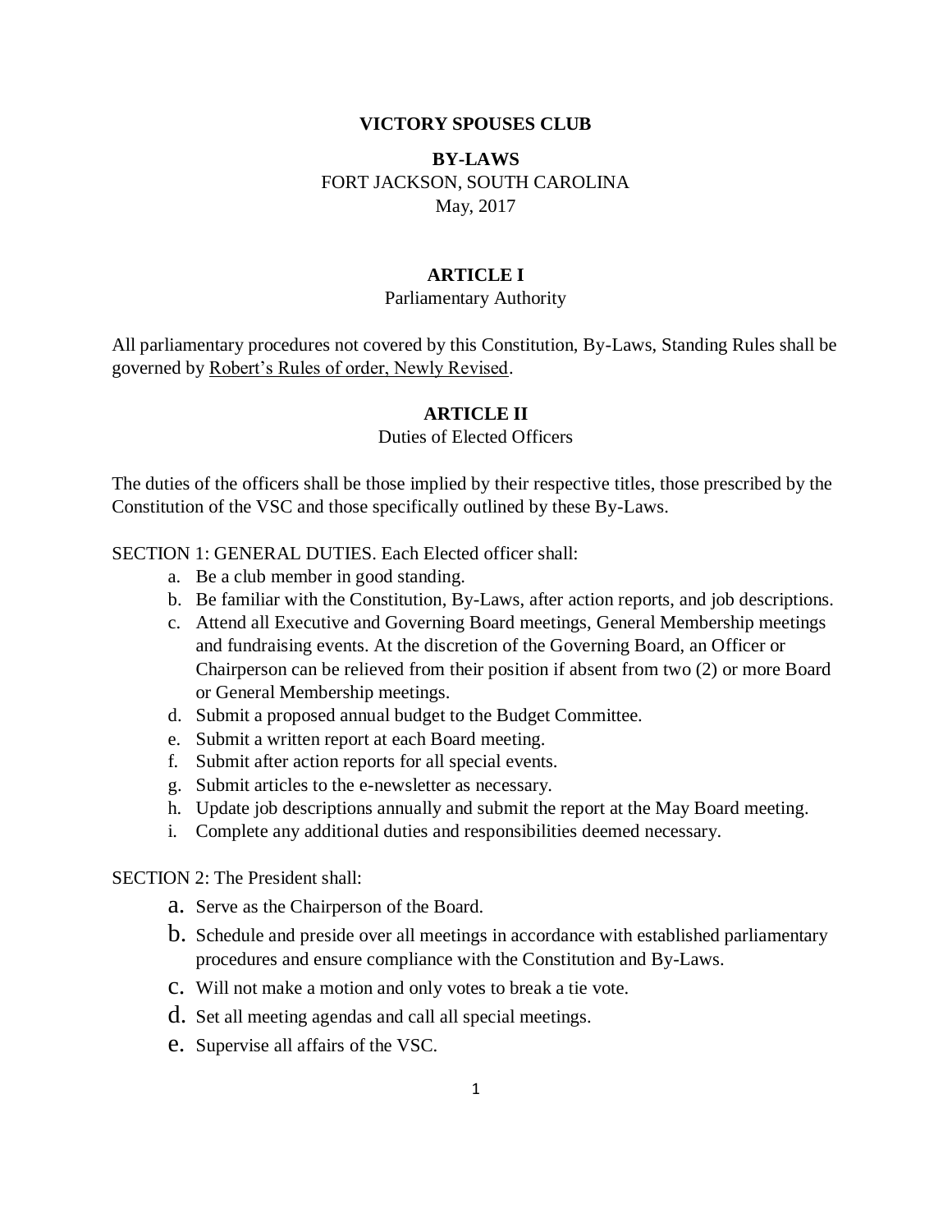**VICTORY SPOUSES CLUB**

**BY-LAWS**
FORT JACKSON, SOUTH CAROLINA
May, 2017

**ARTICLE I**
Parliamentary Authority

All parliamentary procedures not covered by this Constitution, By-Laws, Standing Rules shall be governed by <u>Robert's Rules of order, Newly Revised</u>.

**ARTICLE II**
Duties of Elected Officers

The duties of the officers shall be those implied by their respective titles, those prescribed by the Constitution of the VSC and those specifically outlined by these By-Laws.

SECTION 1: GENERAL DUTIES. Each Elected officer shall:

a. Be a club member in good standing.
b. Be familiar with the Constitution, By-Laws, after action reports, and job descriptions.
c. Attend all Executive and Governing Board meetings, General Membership meetings and fundraising events. At the discretion of the Governing Board, an Officer or Chairperson can be relieved from their position if absent from two (2) or more Board or General Membership meetings.
d. Submit a proposed annual budget to the Budget Committee.
e. Submit a written report at each Board meeting.
f. Submit after action reports for all special events.
g. Submit articles to the e-newsletter as necessary.
h. Update job descriptions annually and submit the report at the May Board meeting.
i. Complete any additional duties and responsibilities deemed necessary.

SECTION 2: The President shall:

a. Serve as the Chairperson of the Board.
b. Schedule and preside over all meetings in accordance with established parliamentary procedures and ensure compliance with the Constitution and By-Laws.
c. Will not make a motion and only votes to break a tie vote.
d. Set all meeting agendas and call all special meetings.
e. Supervise all affairs of the VSC.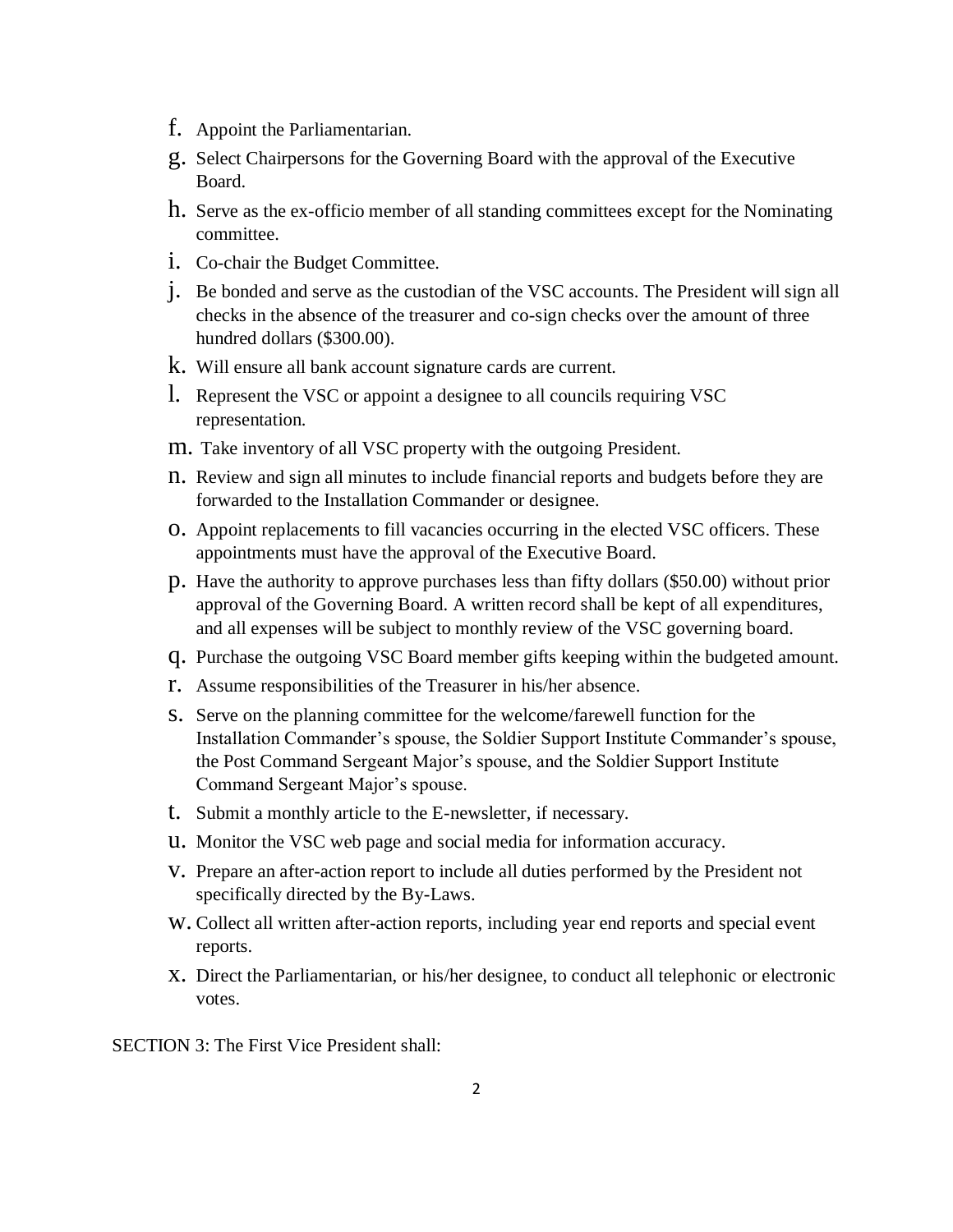f. Appoint the Parliamentarian.

g. Select Chairpersons for the Governing Board with the approval of the Executive Board.

h. Serve as the ex-officio member of all standing committees except for the Nominating committee.

i. Co-chair the Budget Committee.

j. Be bonded and serve as the custodian of the VSC accounts. The President will sign all checks in the absence of the treasurer and co-sign checks over the amount of three hundred dollars ($300.00).

k. Will ensure all bank account signature cards are current.

l. Represent the VSC or appoint a designee to all councils requiring VSC representation.

m. Take inventory of all VSC property with the outgoing President.

n. Review and sign all minutes to include financial reports and budgets before they are forwarded to the Installation Commander or designee.

o. Appoint replacements to fill vacancies occurring in the elected VSC officers. These appointments must have the approval of the Executive Board.

p. Have the authority to approve purchases less than fifty dollars ($50.00) without prior approval of the Governing Board. A written record shall be kept of all expenditures, and all expenses will be subject to monthly review of the VSC governing board.

q. Purchase the outgoing VSC Board member gifts keeping within the budgeted amount.

r. Assume responsibilities of the Treasurer in his/her absence.

s. Serve on the planning committee for the welcome/farewell function for the Installation Commander's spouse, the Soldier Support Institute Commander's spouse, the Post Command Sergeant Major's spouse, and the Soldier Support Institute Command Sergeant Major's spouse.

t. Submit a monthly article to the E-newsletter, if necessary.

u. Monitor the VSC web page and social media for information accuracy.

v. Prepare an after-action report to include all duties performed by the President not specifically directed by the By-Laws.

w. Collect all written after-action reports, including year end reports and special event reports.

x. Direct the Parliamentarian, or his/her designee, to conduct all telephonic or electronic votes.

SECTION 3: The First Vice President shall: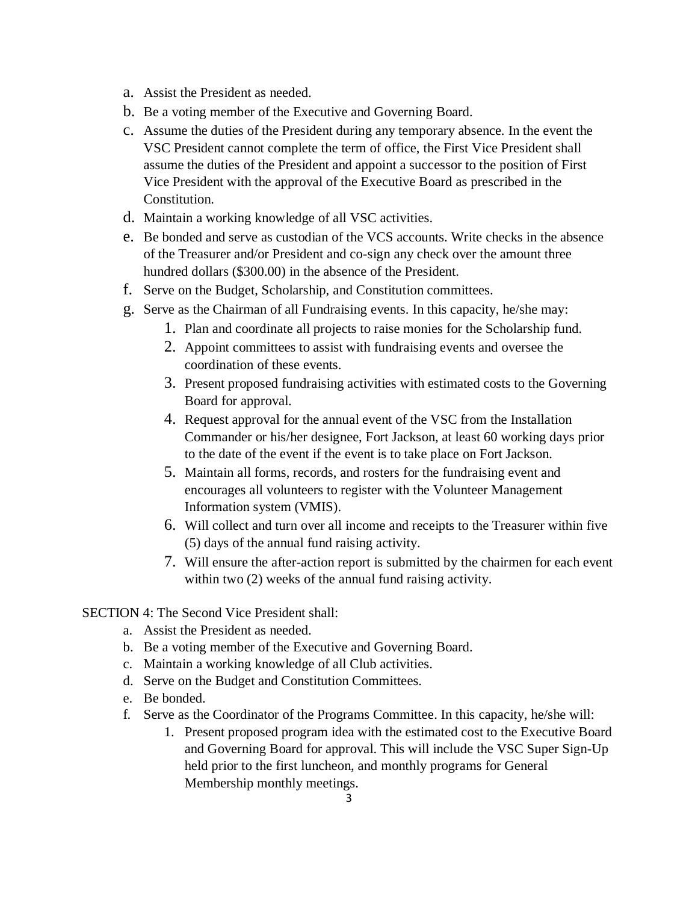a. Assist the President as needed.
b. Be a voting member of the Executive and Governing Board.
c. Assume the duties of the President during any temporary absence. In the event the VSC President cannot complete the term of office, the First Vice President shall assume the duties of the President and appoint a successor to the position of First Vice President with the approval of the Executive Board as prescribed in the Constitution.
d. Maintain a working knowledge of all VSC activities.
e. Be bonded and serve as custodian of the VCS accounts. Write checks in the absence of the Treasurer and/or President and co-sign any check over the amount three hundred dollars ($300.00) in the absence of the President.
f. Serve on the Budget, Scholarship, and Constitution committees.
g. Serve as the Chairman of all Fundraising events. In this capacity, he/she may:
    1. Plan and coordinate all projects to raise monies for the Scholarship fund.
    2. Appoint committees to assist with fundraising events and oversee the coordination of these events.
    3. Present proposed fundraising activities with estimated costs to the Governing Board for approval.
    4. Request approval for the annual event of the VSC from the Installation Commander or his/her designee, Fort Jackson, at least 60 working days prior to the date of the event if the event is to take place on Fort Jackson.
    5. Maintain all forms, records, and rosters for the fundraising event and encourages all volunteers to register with the Volunteer Management Information system (VMIS).
    6. Will collect and turn over all income and receipts to the Treasurer within five (5) days of the annual fund raising activity.
    7. Will ensure the after-action report is submitted by the chairmen for each event within two (2) weeks of the annual fund raising activity.

SECTION 4: The Second Vice President shall:

a. Assist the President as needed.
b. Be a voting member of the Executive and Governing Board.
c. Maintain a working knowledge of all Club activities.
d. Serve on the Budget and Constitution Committees.
e. Be bonded.
f. Serve as the Coordinator of the Programs Committee. In this capacity, he/she will:
    1. Present proposed program idea with the estimated cost to the Executive Board and Governing Board for approval. This will include the VSC Super Sign-Up held prior to the first luncheon, and monthly programs for General Membership monthly meetings.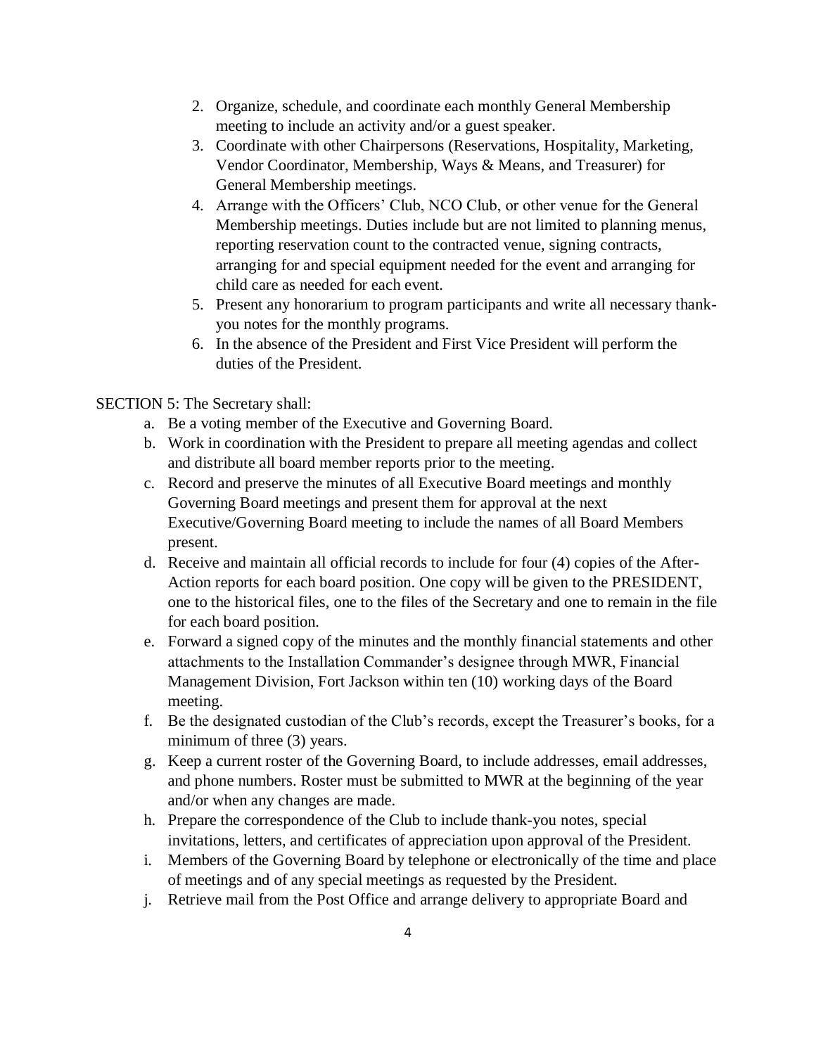2. Organize, schedule, and coordinate each monthly General Membership meeting to include an activity and/or a guest speaker.
3. Coordinate with other Chairpersons (Reservations, Hospitality, Marketing, Vendor Coordinator, Membership, Ways & Means, and Treasurer) for General Membership meetings.
4. Arrange with the Officers' Club, NCO Club, or other venue for the General Membership meetings. Duties include but are not limited to planning menus, reporting reservation count to the contracted venue, signing contracts, arranging for and special equipment needed for the event and arranging for child care as needed for each event.
5. Present any honorarium to program participants and write all necessary thank-you notes for the monthly programs.
6. In the absence of the President and First Vice President will perform the duties of the President.

SECTION 5: The Secretary shall:

a. Be a voting member of the Executive and Governing Board.
b. Work in coordination with the President to prepare all meeting agendas and collect and distribute all board member reports prior to the meeting.
c. Record and preserve the minutes of all Executive Board meetings and monthly Governing Board meetings and present them for approval at the next Executive/Governing Board meeting to include the names of all Board Members present.
d. Receive and maintain all official records to include for four (4) copies of the After-Action reports for each board position. One copy will be given to the PRESIDENT, one to the historical files, one to the files of the Secretary and one to remain in the file for each board position.
e. Forward a signed copy of the minutes and the monthly financial statements and other attachments to the Installation Commander's designee through MWR, Financial Management Division, Fort Jackson within ten (10) working days of the Board meeting.
f. Be the designated custodian of the Club's records, except the Treasurer's books, for a minimum of three (3) years.
g. Keep a current roster of the Governing Board, to include addresses, email addresses, and phone numbers. Roster must be submitted to MWR at the beginning of the year and/or when any changes are made.
h. Prepare the correspondence of the Club to include thank-you notes, special invitations, letters, and certificates of appreciation upon approval of the President.
i. Members of the Governing Board by telephone or electronically of the time and place of meetings and of any special meetings as requested by the President.
j. Retrieve mail from the Post Office and arrange delivery to appropriate Board and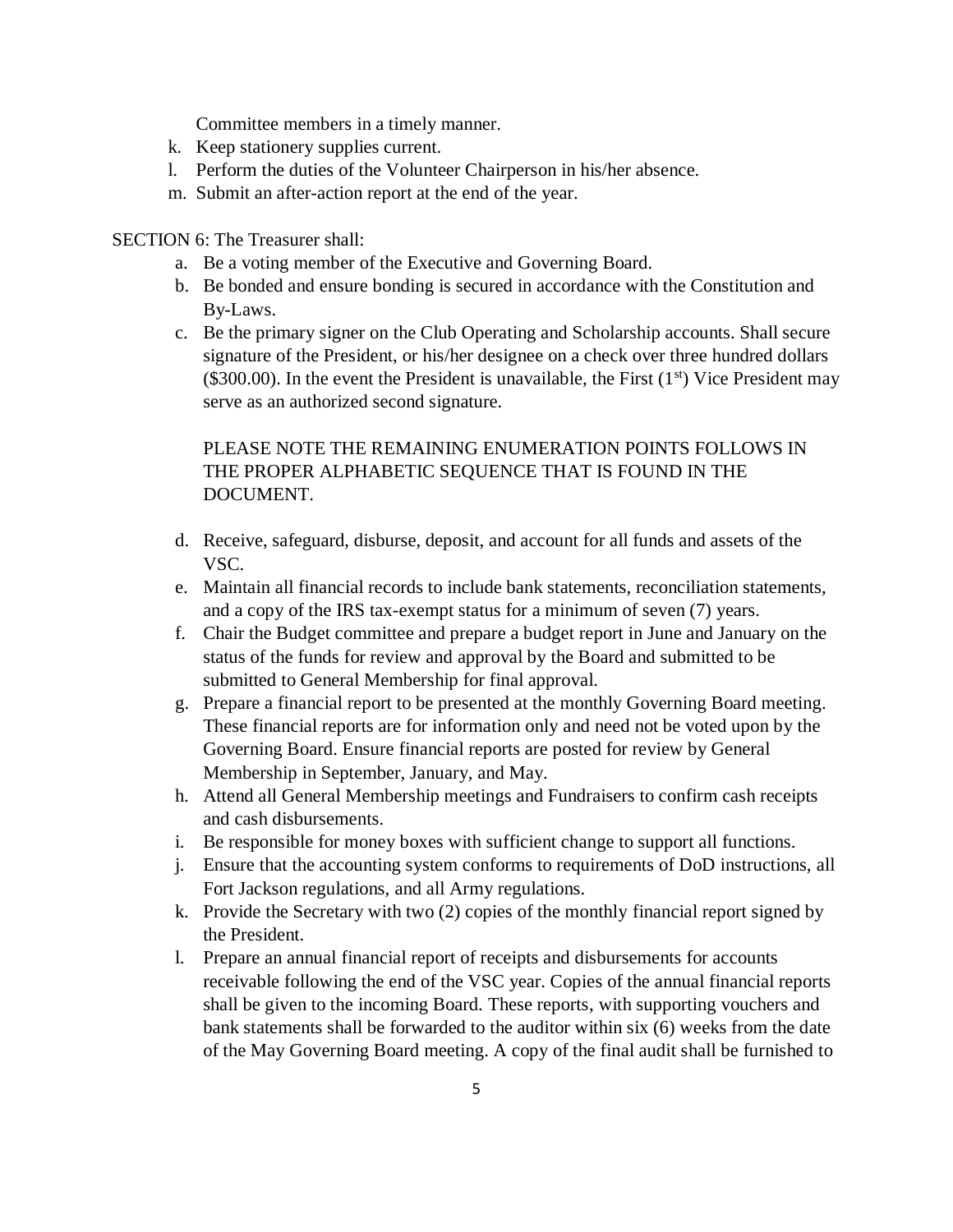Committee members in a timely manner.

k. Keep stationery supplies current.
l. Perform the duties of the Volunteer Chairperson in his/her absence.
m. Submit an after-action report at the end of the year.

SECTION 6: The Treasurer shall:

a. Be a voting member of the Executive and Governing Board.
b. Be bonded and ensure bonding is secured in accordance with the Constitution and By-Laws.
c. Be the primary signer on the Club Operating and Scholarship accounts. Shall secure signature of the President, or his/her designee on a check over three hundred dollars ($300.00). In the event the President is unavailable, the First (1st) Vice President may serve as an authorized second signature.

PLEASE NOTE THE REMAINING ENUMERATION POINTS FOLLOWS IN THE PROPER ALPHABETIC SEQUENCE THAT IS FOUND IN THE DOCUMENT.

d. Receive, safeguard, disburse, deposit, and account for all funds and assets of the VSC.
e. Maintain all financial records to include bank statements, reconciliation statements, and a copy of the IRS tax-exempt status for a minimum of seven (7) years.
f. Chair the Budget committee and prepare a budget report in June and January on the status of the funds for review and approval by the Board and submitted to be submitted to General Membership for final approval.
g. Prepare a financial report to be presented at the monthly Governing Board meeting. These financial reports are for information only and need not be voted upon by the Governing Board. Ensure financial reports are posted for review by General Membership in September, January, and May.
h. Attend all General Membership meetings and Fundraisers to confirm cash receipts and cash disbursements.
i. Be responsible for money boxes with sufficient change to support all functions.
j. Ensure that the accounting system conforms to requirements of DoD instructions, all Fort Jackson regulations, and all Army regulations.
k. Provide the Secretary with two (2) copies of the monthly financial report signed by the President.
l. Prepare an annual financial report of receipts and disbursements for accounts receivable following the end of the VSC year. Copies of the annual financial reports shall be given to the incoming Board. These reports, with supporting vouchers and bank statements shall be forwarded to the auditor within six (6) weeks from the date of the May Governing Board meeting. A copy of the final audit shall be furnished to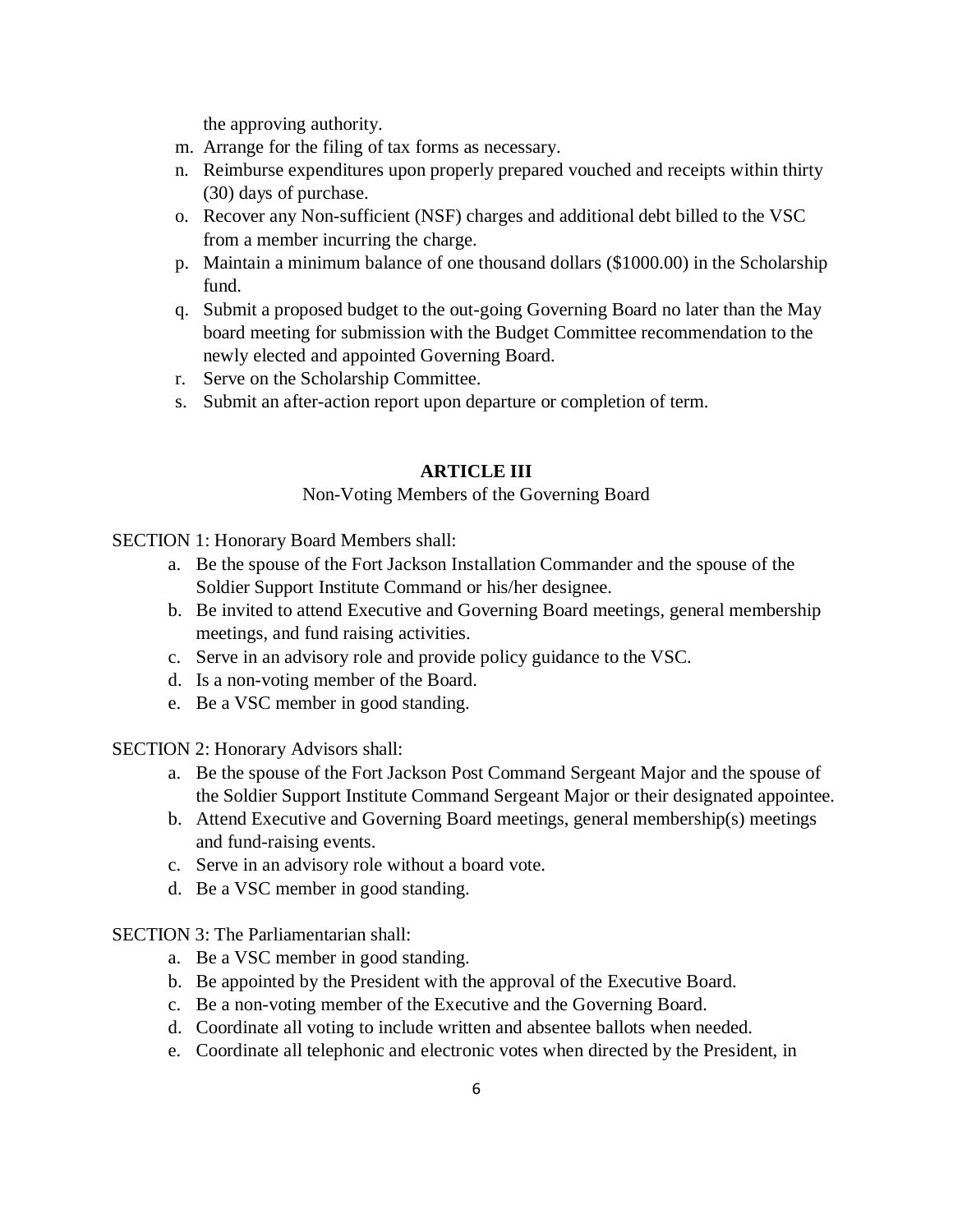the approving authority.

m. Arrange for the filing of tax forms as necessary.
n. Reimburse expenditures upon properly prepared vouched and receipts within thirty (30) days of purchase.
o. Recover any Non-sufficient (NSF) charges and additional debt billed to the VSC from a member incurring the charge.
p. Maintain a minimum balance of one thousand dollars ($1000.00) in the Scholarship fund.
q. Submit a proposed budget to the out-going Governing Board no later than the May board meeting for submission with the Budget Committee recommendation to the newly elected and appointed Governing Board.
r. Serve on the Scholarship Committee.
s. Submit an after-action report upon departure or completion of term.

## ARTICLE III

Non-Voting Members of the Governing Board

SECTION 1: Honorary Board Members shall:

a. Be the spouse of the Fort Jackson Installation Commander and the spouse of the Soldier Support Institute Command or his/her designee.
b. Be invited to attend Executive and Governing Board meetings, general membership meetings, and fund raising activities.
c. Serve in an advisory role and provide policy guidance to the VSC.
d. Is a non-voting member of the Board.
e. Be a VSC member in good standing.

SECTION 2: Honorary Advisors shall:

a. Be the spouse of the Fort Jackson Post Command Sergeant Major and the spouse of the Soldier Support Institute Command Sergeant Major or their designated appointee.
b. Attend Executive and Governing Board meetings, general membership(s) meetings and fund-raising events.
c. Serve in an advisory role without a board vote.
d. Be a VSC member in good standing.

SECTION 3: The Parliamentarian shall:

a. Be a VSC member in good standing.
b. Be appointed by the President with the approval of the Executive Board.
c. Be a non-voting member of the Executive and the Governing Board.
d. Coordinate all voting to include written and absentee ballots when needed.
e. Coordinate all telephonic and electronic votes when directed by the President, in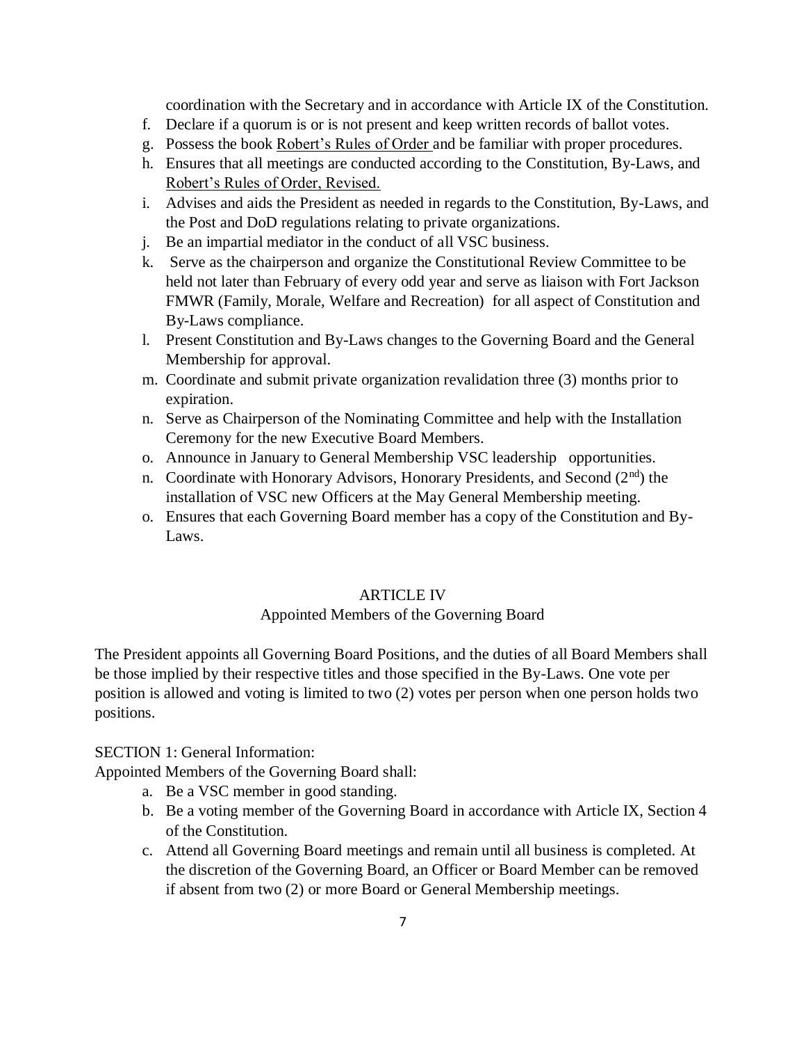coordination with the Secretary and in accordance with Article IX of the Constitution.

f. Declare if a quorum is or is not present and keep written records of ballot votes.
g. Possess the book Robert's Rules of Order and be familiar with proper procedures.
h. Ensures that all meetings are conducted according to the Constitution, By-Laws, and Robert's Rules of Order, Revised.
i. Advises and aids the President as needed in regards to the Constitution, By-Laws, and the Post and DoD regulations relating to private organizations.
j. Be an impartial mediator in the conduct of all VSC business.
k. Serve as the chairperson and organize the Constitutional Review Committee to be held not later than February of every odd year and serve as liaison with Fort Jackson FMWR (Family, Morale, Welfare and Recreation) for all aspect of Constitution and By-Laws compliance.
l. Present Constitution and By-Laws changes to the Governing Board and the General Membership for approval.
m. Coordinate and submit private organization revalidation three (3) months prior to expiration.
n. Serve as Chairperson of the Nominating Committee and help with the Installation Ceremony for the new Executive Board Members.
o. Announce in January to General Membership VSC leadership opportunities.
n. Coordinate with Honorary Advisors, Honorary Presidents, and Second (2nd) the installation of VSC new Officers at the May General Membership meeting.
o. Ensures that each Governing Board member has a copy of the Constitution and By-Laws.

## ARTICLE IV
### Appointed Members of the Governing Board

The President appoints all Governing Board Positions, and the duties of all Board Members shall be those implied by their respective titles and those specified in the By-Laws. One vote per position is allowed and voting is limited to two (2) votes per person when one person holds two positions.

SECTION 1: General Information:

Appointed Members of the Governing Board shall:

a. Be a VSC member in good standing.
b. Be a voting member of the Governing Board in accordance with Article IX, Section 4 of the Constitution.
c. Attend all Governing Board meetings and remain until all business is completed. At the discretion of the Governing Board, an Officer or Board Member can be removed if absent from two (2) or more Board or General Membership meetings.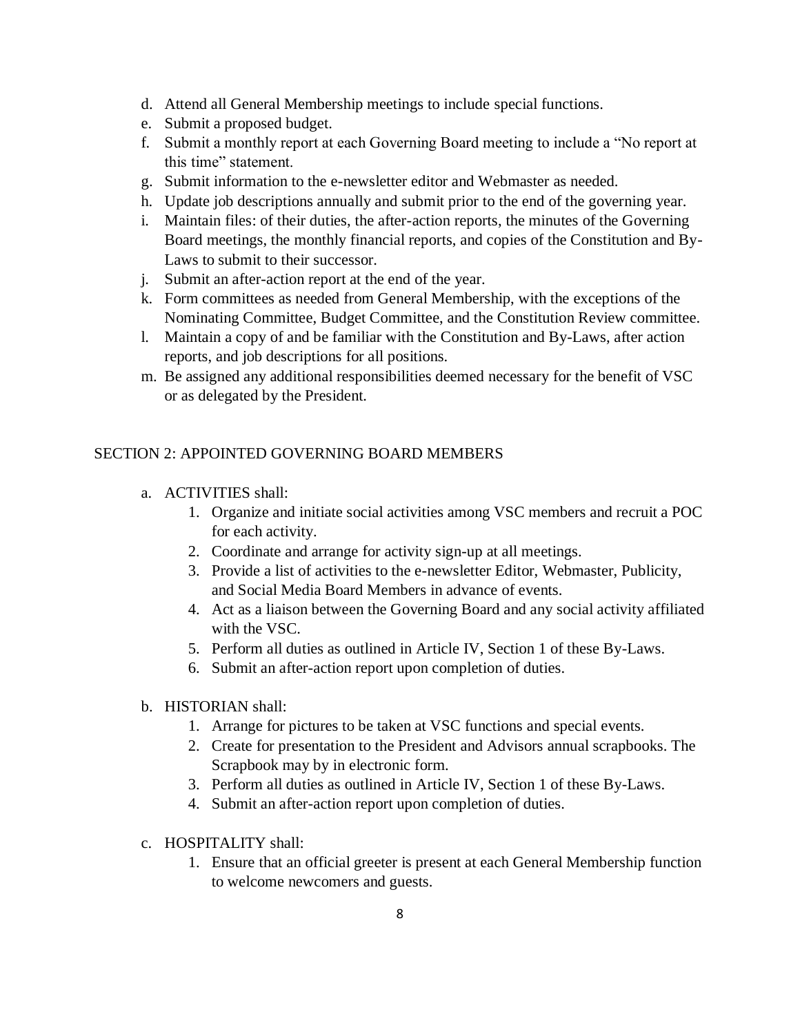d. Attend all General Membership meetings to include special functions.
e. Submit a proposed budget.
f. Submit a monthly report at each Governing Board meeting to include a "No report at this time" statement.
g. Submit information to the e-newsletter editor and Webmaster as needed.
h. Update job descriptions annually and submit prior to the end of the governing year.
i. Maintain files: of their duties, the after-action reports, the minutes of the Governing Board meetings, the monthly financial reports, and copies of the Constitution and By-Laws to submit to their successor.
j. Submit an after-action report at the end of the year.
k. Form committees as needed from General Membership, with the exceptions of the Nominating Committee, Budget Committee, and the Constitution Review committee.
l. Maintain a copy of and be familiar with the Constitution and By-Laws, after action reports, and job descriptions for all positions.
m. Be assigned any additional responsibilities deemed necessary for the benefit of VSC or as delegated by the President.

## SECTION 2: APPOINTED GOVERNING BOARD MEMBERS

a. ACTIVITIES shall:
    1. Organize and initiate social activities among VSC members and recruit a POC for each activity.
    2. Coordinate and arrange for activity sign-up at all meetings.
    3. Provide a list of activities to the e-newsletter Editor, Webmaster, Publicity, and Social Media Board Members in advance of events.
    4. Act as a liaison between the Governing Board and any social activity affiliated with the VSC.
    5. Perform all duties as outlined in Article IV, Section 1 of these By-Laws.
    6. Submit an after-action report upon completion of duties.

b. HISTORIAN shall:
    1. Arrange for pictures to be taken at VSC functions and special events.
    2. Create for presentation to the President and Advisors annual scrapbooks. The Scrapbook may by in electronic form.
    3. Perform all duties as outlined in Article IV, Section 1 of these By-Laws.
    4. Submit an after-action report upon completion of duties.

c. HOSPITALITY shall:
    1. Ensure that an official greeter is present at each General Membership function to welcome newcomers and guests.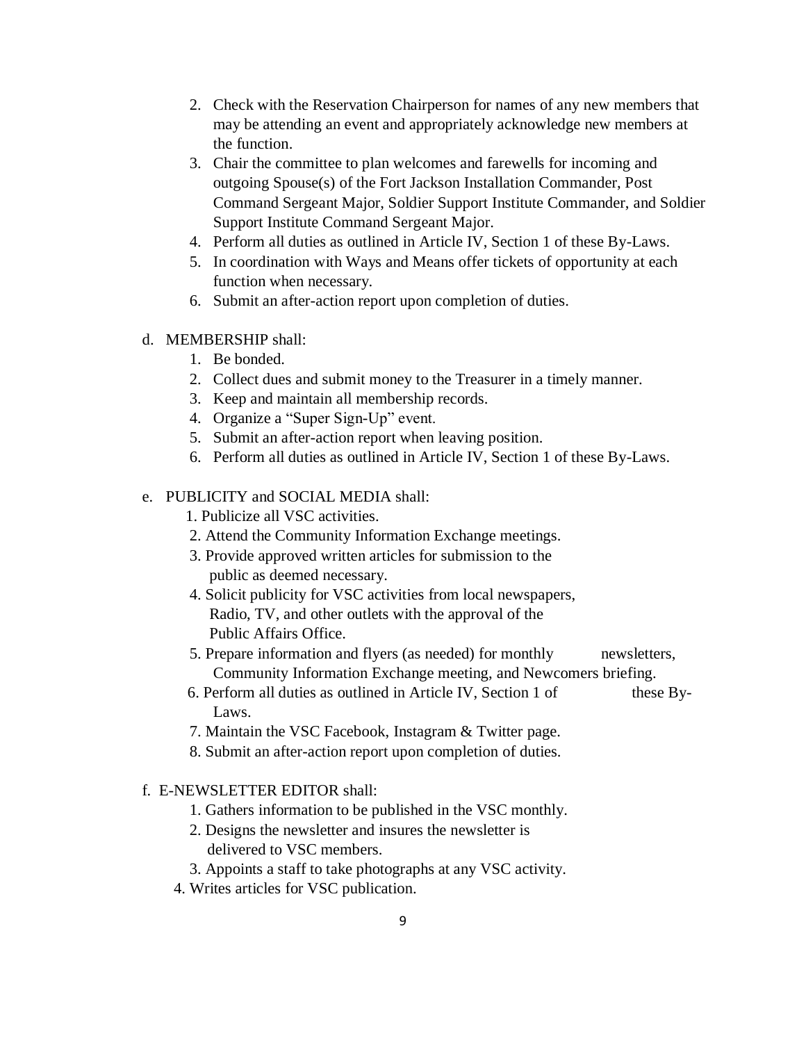2. Check with the Reservation Chairperson for names of any new members that may be attending an event and appropriately acknowledge new members at the function.
3. Chair the committee to plan welcomes and farewells for incoming and outgoing Spouse(s) of the Fort Jackson Installation Commander, Post Command Sergeant Major, Soldier Support Institute Commander, and Soldier Support Institute Command Sergeant Major.
4. Perform all duties as outlined in Article IV, Section 1 of these By-Laws.
5. In coordination with Ways and Means offer tickets of opportunity at each function when necessary.
6. Submit an after-action report upon completion of duties.

d. MEMBERSHIP shall:

1. Be bonded.
2. Collect dues and submit money to the Treasurer in a timely manner.
3. Keep and maintain all membership records.
4. Organize a "Super Sign-Up" event.
5. Submit an after-action report when leaving position.
6. Perform all duties as outlined in Article IV, Section 1 of these By-Laws.

e. PUBLICITY and SOCIAL MEDIA shall:

1. Publicize all VSC activities.
2. Attend the Community Information Exchange meetings.
3. Provide approved written articles for submission to the public as deemed necessary.
4. Solicit publicity for VSC activities from local newspapers, Radio, TV, and other outlets with the approval of the Public Affairs Office.
5. Prepare information and flyers (as needed) for monthly newsletters, Community Information Exchange meeting, and Newcomers briefing.
6. Perform all duties as outlined in Article IV, Section 1 of these By-Laws.
7. Maintain the VSC Facebook, Instagram & Twitter page.
8. Submit an after-action report upon completion of duties.

f. E-NEWSLETTER EDITOR shall:

1. Gathers information to be published in the VSC monthly.
2. Designs the newsletter and insures the newsletter is delivered to VSC members.
3. Appoints a staff to take photographs at any VSC activity.
4. Writes articles for VSC publication.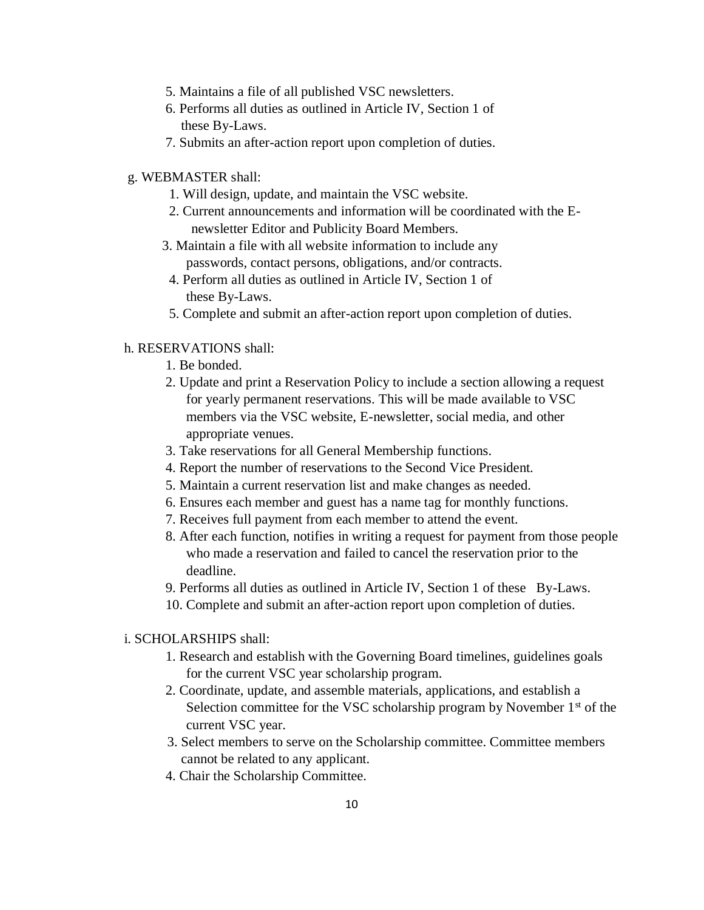5. Maintains a file of all published VSC newsletters.
6. Performs all duties as outlined in Article IV, Section 1 of these By-Laws.
7. Submits an after-action report upon completion of duties.

g. WEBMASTER shall:

1. Will design, update, and maintain the VSC website.
2. Current announcements and information will be coordinated with the E-newsletter Editor and Publicity Board Members.
3. Maintain a file with all website information to include any passwords, contact persons, obligations, and/or contracts.
4. Perform all duties as outlined in Article IV, Section 1 of these By-Laws.
5. Complete and submit an after-action report upon completion of duties.

h. RESERVATIONS shall:

1. Be bonded.
2. Update and print a Reservation Policy to include a section allowing a request for yearly permanent reservations. This will be made available to VSC members via the VSC website, E-newsletter, social media, and other appropriate venues.
3. Take reservations for all General Membership functions.
4. Report the number of reservations to the Second Vice President.
5. Maintain a current reservation list and make changes as needed.
6. Ensures each member and guest has a name tag for monthly functions.
7. Receives full payment from each member to attend the event.
8. After each function, notifies in writing a request for payment from those people who made a reservation and failed to cancel the reservation prior to the deadline.
9. Performs all duties as outlined in Article IV, Section 1 of these By-Laws.
10. Complete and submit an after-action report upon completion of duties.

i. SCHOLARSHIPS shall:

1. Research and establish with the Governing Board timelines, guidelines goals for the current VSC year scholarship program.
2. Coordinate, update, and assemble materials, applications, and establish a Selection committee for the VSC scholarship program by November 1st of the current VSC year.
3. Select members to serve on the Scholarship committee. Committee members cannot be related to any applicant.
4. Chair the Scholarship Committee.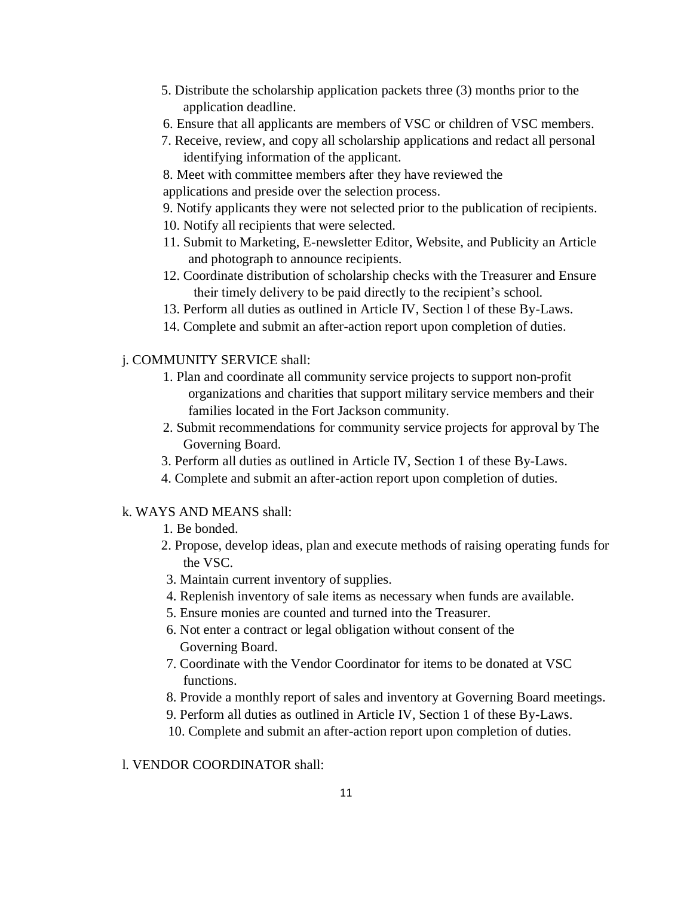5. Distribute the scholarship application packets three (3) months prior to the application deadline.
6. Ensure that all applicants are members of VSC or children of VSC members.
7. Receive, review, and copy all scholarship applications and redact all personal identifying information of the applicant.
8. Meet with committee members after they have reviewed the applications and preside over the selection process.
9. Notify applicants they were not selected prior to the publication of recipients.
10. Notify all recipients that were selected.
11. Submit to Marketing, E-newsletter Editor, Website, and Publicity an Article and photograph to announce recipients.
12. Coordinate distribution of scholarship checks with the Treasurer and Ensure their timely delivery to be paid directly to the recipient's school.
13. Perform all duties as outlined in Article IV, Section l of these By-Laws.
14. Complete and submit an after-action report upon completion of duties.

j. COMMUNITY SERVICE shall:

1. Plan and coordinate all community service projects to support non-profit organizations and charities that support military service members and their families located in the Fort Jackson community.
2. Submit recommendations for community service projects for approval by The Governing Board.
3. Perform all duties as outlined in Article IV, Section 1 of these By-Laws.
4. Complete and submit an after-action report upon completion of duties.

k. WAYS AND MEANS shall:

1. Be bonded.
2. Propose, develop ideas, plan and execute methods of raising operating funds for the VSC.
3. Maintain current inventory of supplies.
4. Replenish inventory of sale items as necessary when funds are available.
5. Ensure monies are counted and turned into the Treasurer.
6. Not enter a contract or legal obligation without consent of the Governing Board.
7. Coordinate with the Vendor Coordinator for items to be donated at VSC functions.
8. Provide a monthly report of sales and inventory at Governing Board meetings.
9. Perform all duties as outlined in Article IV, Section 1 of these By-Laws.
10. Complete and submit an after-action report upon completion of duties.

l. VENDOR COORDINATOR shall: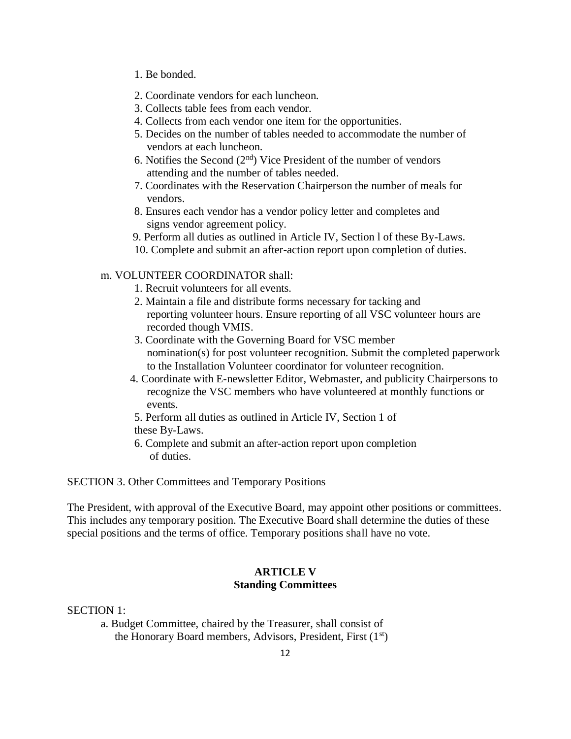1. Be bonded.
2. Coordinate vendors for each luncheon.
3. Collects table fees from each vendor.
4. Collects from each vendor one item for the opportunities.
5. Decides on the number of tables needed to accommodate the number of vendors at each luncheon.
6. Notifies the Second (2nd) Vice President of the number of vendors attending and the number of tables needed.
7. Coordinates with the Reservation Chairperson the number of meals for vendors.
8. Ensures each vendor has a vendor policy letter and completes and signs vendor agreement policy.
9. Perform all duties as outlined in Article IV, Section l of these By-Laws.
10. Complete and submit an after-action report upon completion of duties.

m. VOLUNTEER COORDINATOR shall:

1. Recruit volunteers for all events.
2. Maintain a file and distribute forms necessary for tacking and reporting volunteer hours. Ensure reporting of all VSC volunteer hours are recorded though VMIS.
3. Coordinate with the Governing Board for VSC member nomination(s) for post volunteer recognition. Submit the completed paperwork to the Installation Volunteer coordinator for volunteer recognition.
4. Coordinate with E-newsletter Editor, Webmaster, and publicity Chairpersons to recognize the VSC members who have volunteered at monthly functions or events.
5. Perform all duties as outlined in Article IV, Section 1 of these By-Laws.
6. Complete and submit an after-action report upon completion of duties.

SECTION 3. Other Committees and Temporary Positions

The President, with approval of the Executive Board, may appoint other positions or committees. This includes any temporary position. The Executive Board shall determine the duties of these special positions and the terms of office. Temporary positions shall have no vote.

## ARTICLE V
## Standing Committees

SECTION 1:

a. Budget Committee, chaired by the Treasurer, shall consist of the Honorary Board members, Advisors, President, First (1st)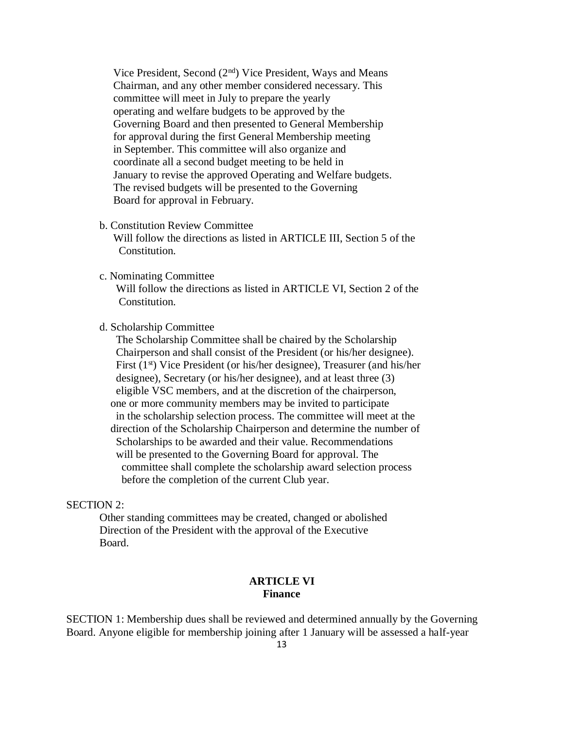Vice President, Second (2nd) Vice President, Ways and Means Chairman, and any other member considered necessary. This committee will meet in July to prepare the yearly operating and welfare budgets to be approved by the Governing Board and then presented to General Membership for approval during the first General Membership meeting in September. This committee will also organize and coordinate all a second budget meeting to be held in January to revise the approved Operating and Welfare budgets. The revised budgets will be presented to the Governing Board for approval in February.

b. Constitution Review Committee
Will follow the directions as listed in ARTICLE III, Section 5 of the Constitution.

c. Nominating Committee
Will follow the directions as listed in ARTICLE VI, Section 2 of the Constitution.

d. Scholarship Committee
The Scholarship Committee shall be chaired by the Scholarship Chairperson and shall consist of the President (or his/her designee). First (1st) Vice President (or his/her designee), Treasurer (and his/her designee), Secretary (or his/her designee), and at least three (3) eligible VSC members, and at the discretion of the chairperson, one or more community members may be invited to participate in the scholarship selection process. The committee will meet at the direction of the Scholarship Chairperson and determine the number of Scholarships to be awarded and their value. Recommendations will be presented to the Governing Board for approval. The committee shall complete the scholarship award selection process before the completion of the current Club year.

SECTION 2:
Other standing committees may be created, changed or abolished Direction of the President with the approval of the Executive Board.

## ARTICLE VI
## Finance

SECTION 1: Membership dues shall be reviewed and determined annually by the Governing Board. Anyone eligible for membership joining after 1 January will be assessed a half-year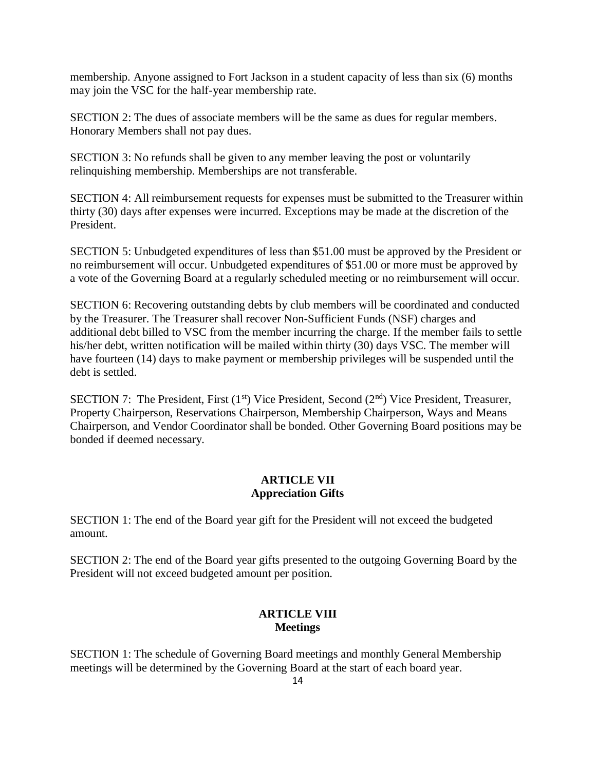membership. Anyone assigned to Fort Jackson in a student capacity of less than six (6) months may join the VSC for the half-year membership rate.

SECTION 2: The dues of associate members will be the same as dues for regular members. Honorary Members shall not pay dues.

SECTION 3: No refunds shall be given to any member leaving the post or voluntarily relinquishing membership. Memberships are not transferable.

SECTION 4: All reimbursement requests for expenses must be submitted to the Treasurer within thirty (30) days after expenses were incurred. Exceptions may be made at the discretion of the President.

SECTION 5: Unbudgeted expenditures of less than $51.00 must be approved by the President or no reimbursement will occur. Unbudgeted expenditures of $51.00 or more must be approved by a vote of the Governing Board at a regularly scheduled meeting or no reimbursement will occur.

SECTION 6: Recovering outstanding debts by club members will be coordinated and conducted by the Treasurer. The Treasurer shall recover Non-Sufficient Funds (NSF) charges and additional debt billed to VSC from the member incurring the charge. If the member fails to settle his/her debt, written notification will be mailed within thirty (30) days VSC. The member will have fourteen (14) days to make payment or membership privileges will be suspended until the debt is settled.

SECTION 7: The President, First (1st) Vice President, Second (2nd) Vice President, Treasurer, Property Chairperson, Reservations Chairperson, Membership Chairperson, Ways and Means Chairperson, and Vendor Coordinator shall be bonded. Other Governing Board positions may be bonded if deemed necessary.

## ARTICLE VII
## Appreciation Gifts

SECTION 1: The end of the Board year gift for the President will not exceed the budgeted amount.

SECTION 2: The end of the Board year gifts presented to the outgoing Governing Board by the President will not exceed budgeted amount per position.

## ARTICLE VIII
## Meetings

SECTION 1: The schedule of Governing Board meetings and monthly General Membership meetings will be determined by the Governing Board at the start of each board year.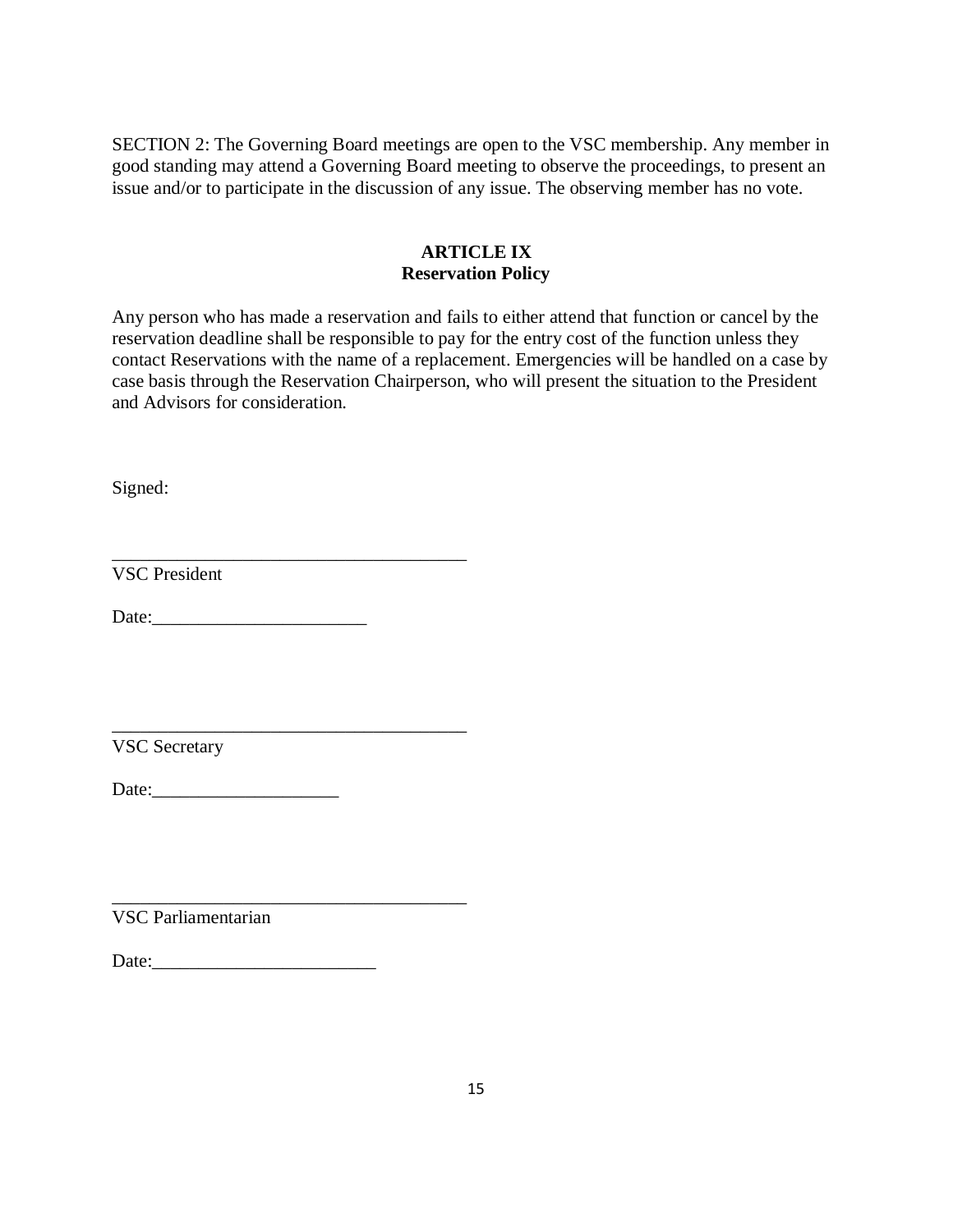SECTION 2: The Governing Board meetings are open to the VSC membership. Any member in good standing may attend a Governing Board meeting to observe the proceedings, to present an issue and/or to participate in the discussion of any issue. The observing member has no vote.

## ARTICLE IX
## Reservation Policy

Any person who has made a reservation and fails to either attend that function or cancel by the reservation deadline shall be responsible to pay for the entry cost of the function unless they contact Reservations with the name of a replacement. Emergencies will be handled on a case by case basis through the Reservation Chairperson, who will present the situation to the President and Advisors for consideration.

Signed:

_______________________________________
VSC President

Date:_______________________

_______________________________________
VSC Secretary

Date:____________________

_______________________________________
VSC Parliamentarian

Date:________________________